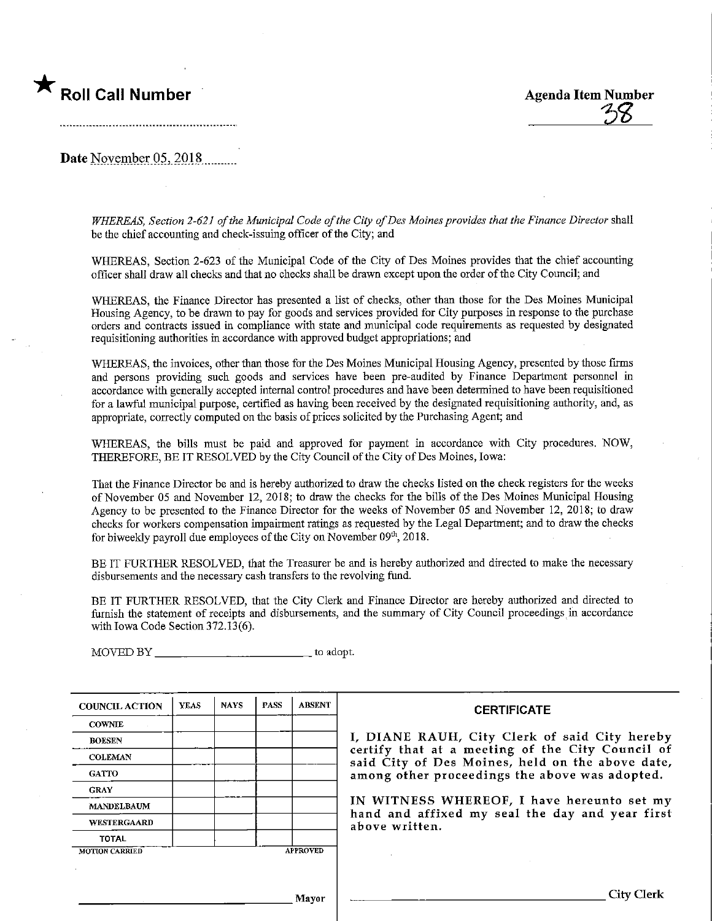★ **Roll Call Number**

**Agenda Item Number**
38

**Date** November 05, 2018

*WHEREAS, Section 2-621 of the Municipal Code of the City of Des Moines provides that the Finance Director* shall be the chief accounting and check-issuing officer of the City; and

WHEREAS, Section 2-623 of the Municipal Code of the City of Des Moines provides that the chief accounting officer shall draw all checks and that no checks shall be drawn except upon the order of the City Council; and

WHEREAS, the Finance Director has presented a list of checks, other than those for the Des Moines Municipal Housing Agency, to be drawn to pay for goods and services provided for City purposes in response to the purchase orders and contracts issued in compliance with state and municipal code requirements as requested by designated requisitioning authorities in accordance with approved budget appropriations; and

WHEREAS, the invoices, other than those for the Des Moines Municipal Housing Agency, presented by those firms and persons providing such goods and services have been pre-audited by Finance Department personnel in accordance with generally accepted internal control procedures and have been determined to have been requisitioned for a lawful municipal purpose, certified as having been received by the designated requisitioning authority, and, as appropriate, correctly computed on the basis of prices solicited by the Purchasing Agent; and

WHEREAS, the bills must be paid and approved for payment in accordance with City procedures. NOW, THEREFORE, BE IT RESOLVED by the City Council of the City of Des Moines, Iowa:

That the Finance Director be and is hereby authorized to draw the checks listed on the check registers for the weeks of November 05 and November 12, 2018; to draw the checks for the bills of the Des Moines Municipal Housing Agency to be presented to the Finance Director for the weeks of November 05 and November 12, 2018; to draw checks for workers compensation impairment ratings as requested by the Legal Department; and to draw the checks for biweekly payroll due employees of the City on November 09th, 2018.

BE IT FURTHER RESOLVED, that the Treasurer be and is hereby authorized and directed to make the necessary disbursements and the necessary cash transfers to the revolving fund.

BE IT FURTHER RESOLVED, that the City Clerk and Finance Director are hereby authorized and directed to furnish the statement of receipts and disbursements, and the summary of City Council proceedings in accordance with Iowa Code Section 372.13(6).

MOVED BY ________________________ to adopt.

| COUNCIL ACTION | YEAS | NAYS | PASS | ABSENT |
|---|---|---|---|---|
| COWNIE | | | | |
| BOESEN | | | | |
| COLEMAN | | | | |
| GATTO | | | | |
| GRAY | | | | |
| MANDELBAUM | | | | |
| WESTERGAARD | | | | |
| TOTAL | | | | |
| MOTION CARRIED | | | | APPROVED |

________________________ Mayor

**CERTIFICATE**

I, DIANE RAUH, City Clerk of said City hereby certify that at a meeting of the City Council of said City of Des Moines, held on the above date, among other proceedings the above was adopted.

IN WITNESS WHEREOF, I have hereunto set my hand and affixed my seal the day and year first above written.

________________________ City Clerk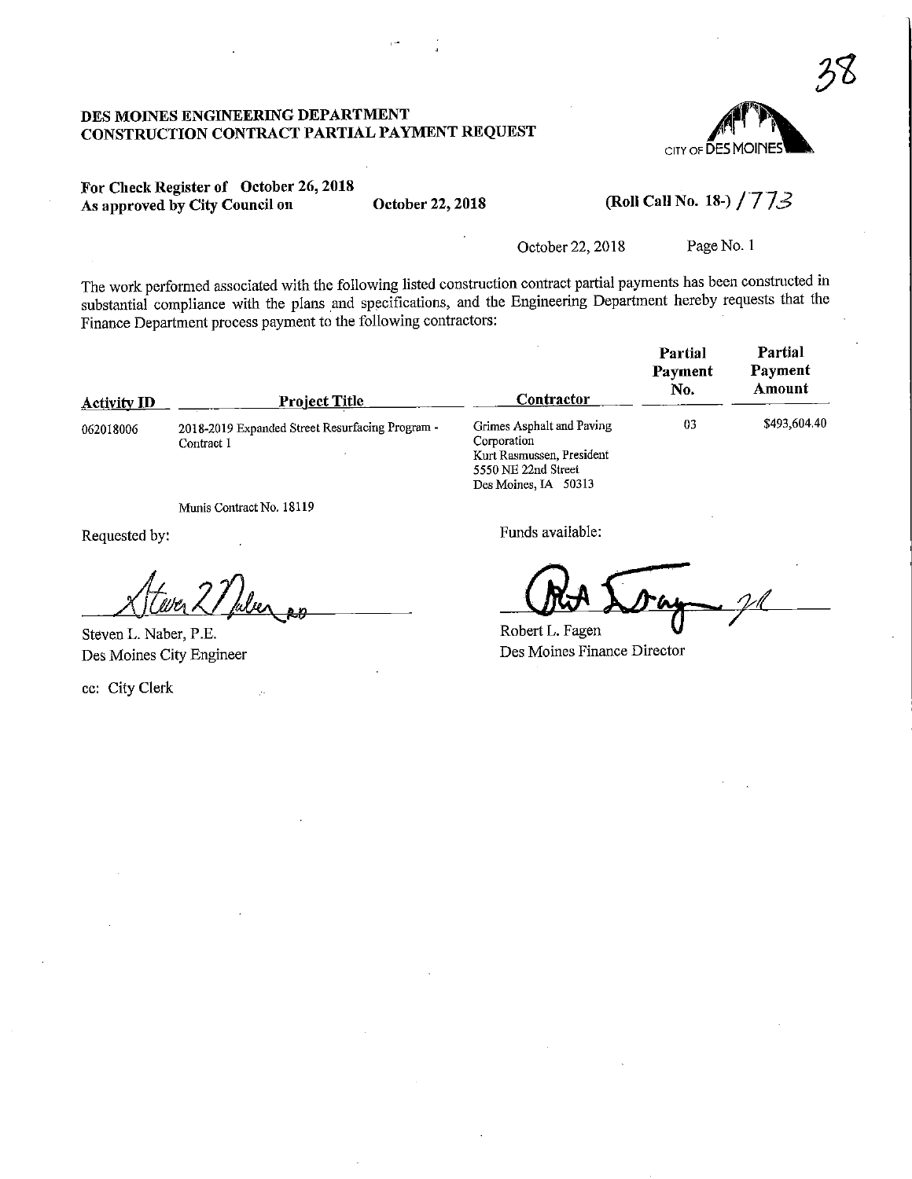# DES MOINES ENGINEERING DEPARTMENT
## CONSTRUCTION CONTRACT PARTIAL PAYMENT REQUEST

CITY OF DES MOINES

**For Check Register of October 26, 2018**
**As approved by City Council on October 22, 2018** **(Roll Call No. 18-) 1773**

October 22, 2018 Page No. 1

The work performed associated with the following listed construction contract partial payments has been constructed in substantial compliance with the plans and specifications, and the Engineering Department hereby requests that the Finance Department process payment to the following contractors:

| Activity ID | Project Title | Contractor | Partial Payment No. | Partial Payment Amount |
|---|---|---|---|---|
| 062018006 | 2018-2019 Expanded Street Resurfacing Program - Contract 1<br>Munis Contract No. 18119 | Grimes Asphalt and Paving Corporation<br>Kurt Rasmussen, President<br>5550 NE 22nd Street<br>Des Moines, IA 50313 | 03 | $493,604.40 |

Requested by:

Steven L. Naber, P.E.
Des Moines City Engineer

Funds available:

Robert L. Fagen
Des Moines Finance Director

cc: City Clerk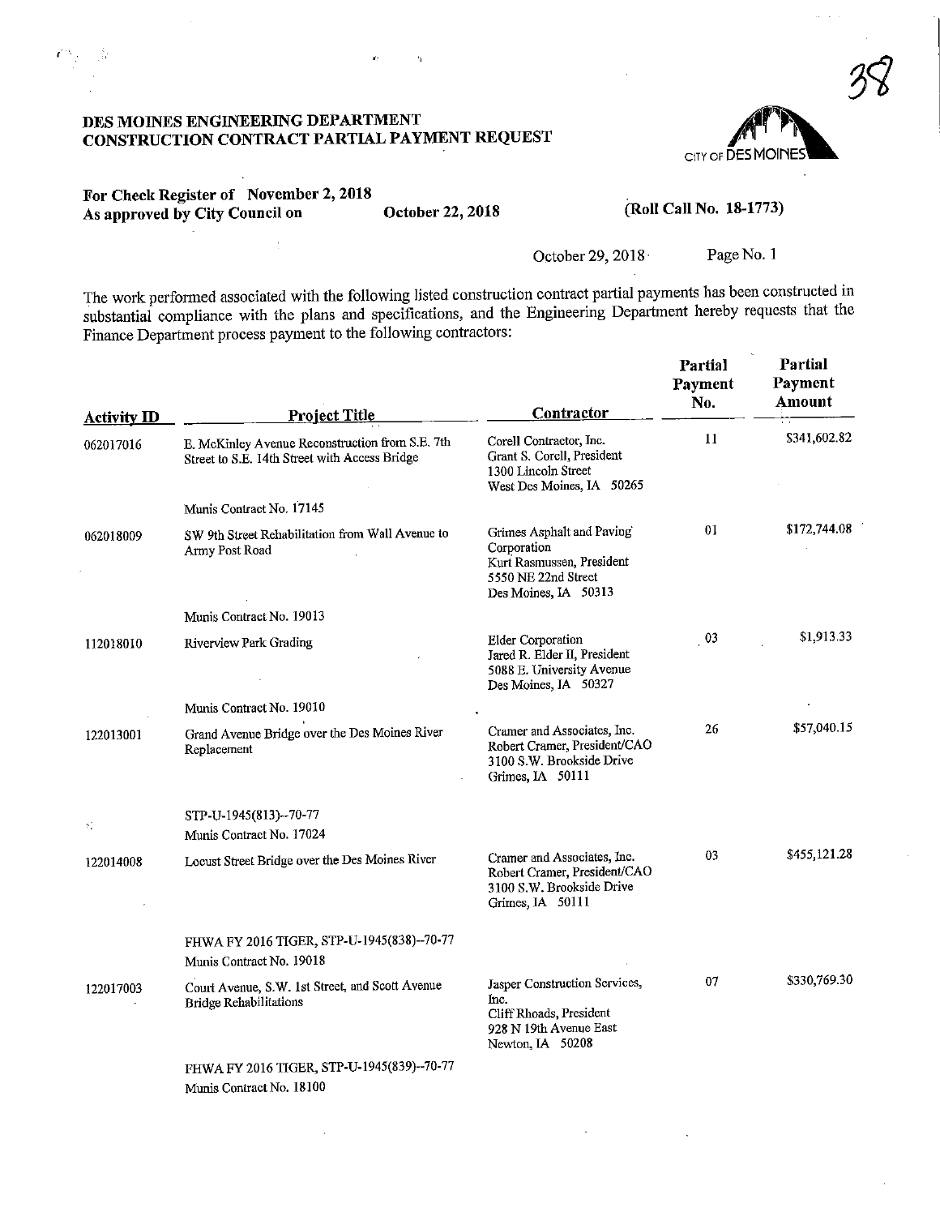38

**DES MOINES ENGINEERING DEPARTMENT**
**CONSTRUCTION CONTRACT PARTIAL PAYMENT REQUEST**

CITY OF DES MOINES

**For Check Register of November 2, 2018**
**As approved by City Council on October 22, 2018** **(Roll Call No. 18-1773)**

October 29, 2018 Page No. 1

The work performed associated with the following listed construction contract partial payments has been constructed in substantial compliance with the plans and specifications, and the Engineering Department hereby requests that the Finance Department process payment to the following contractors:

| Activity ID | Project Title | Contractor | Partial Payment No. | Partial Payment Amount |
|---|---|---|---|---|
| 062017016 | E. McKinley Avenue Reconstruction from S.E. 7th Street to S.E. 14th Street with Access Bridge<br><br>Munis Contract No. 17145 | Corell Contractor, Inc.<br>Grant S. Corell, President<br>1300 Lincoln Street<br>West Des Moines, IA 50265 | 11 | $341,602.82 |
| 062018009 | SW 9th Street Rehabilitation from Wall Avenue to Army Post Road<br><br>Munis Contract No. 19013 | Grimes Asphalt and Paving Corporation<br>Kurt Rasmussen, President<br>5550 NE 22nd Street<br>Des Moines, IA 50313 | 01 | $172,744.08 |
| 112018010 | Riverview Park Grading<br><br>Munis Contract No. 19010 | Elder Corporation<br>Jared R. Elder II, President<br>5088 E. University Avenue<br>Des Moines, IA 50327 | 03 | $1,913.33 |
| 122013001 | Grand Avenue Bridge over the Des Moines River Replacement<br><br>STP-U-1945(813)--70-77<br>Munis Contract No. 17024 | Cramer and Associates, Inc.<br>Robert Cramer, President/CAO<br>3100 S.W. Brookside Drive<br>Grimes, IA 50111 | 26 | $57,040.15 |
| 122014008 | Locust Street Bridge over the Des Moines River<br><br>FHWA FY 2016 TIGER, STP-U-1945(838)--70-77<br>Munis Contract No. 19018 | Cramer and Associates, Inc.<br>Robert Cramer, President/CAO<br>3100 S.W. Brookside Drive<br>Grimes, IA 50111 | 03 | $455,121.28 |
| 122017003 | Court Avenue, S.W. 1st Street, and Scott Avenue Bridge Rehabilitations<br><br>FHWA FY 2016 TIGER, STP-U-1945(839)--70-77<br>Munis Contract No. 18100 | Jasper Construction Services, Inc.<br>Cliff Rhoads, President<br>928 N 19th Avenue East<br>Newton, IA 50208 | 07 | $330,769.30 |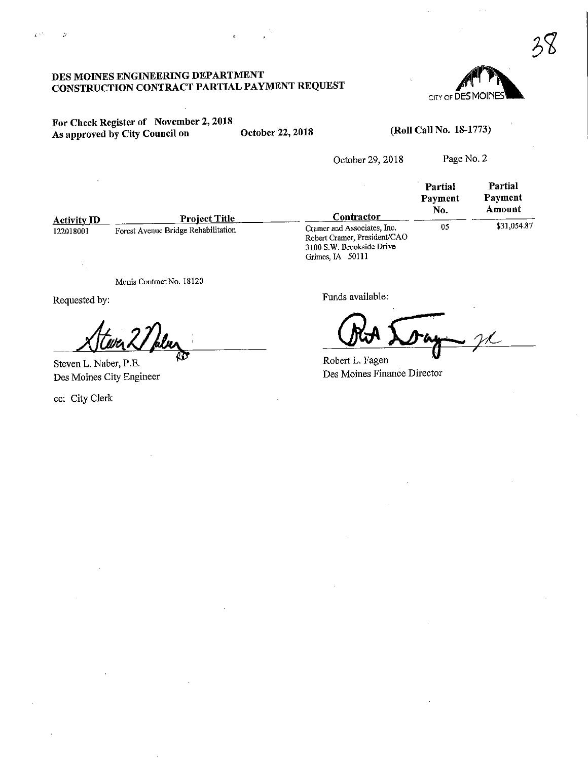**DES MOINES ENGINEERING DEPARTMENT**
**CONSTRUCTION CONTRACT PARTIAL PAYMENT REQUEST**

CITY OF DES MOINES

**For Check Register of November 2, 2018**
**As approved by City Council on October 22, 2018**

**(Roll Call No. 18-1773)**

October 29, 2018

| Activity ID | Project Title | Contractor | Partial Payment No. | Partial Payment Amount |
|---|---|---|---|---|
| 122018001 | Forest Avenue Bridge Rehabilitation | Cramer and Associates, Inc. Robert Cramer, President/CAO 3100 S.W. Brookside Drive Grimes, IA 50111 | 05 | $31,054.87 |

Munis Contract No. 18120

Requested by:

Steven L. Naber, P.E.
Des Moines City Engineer

cc: City Clerk

Funds available:

Robert L. Fagen
Des Moines Finance Director